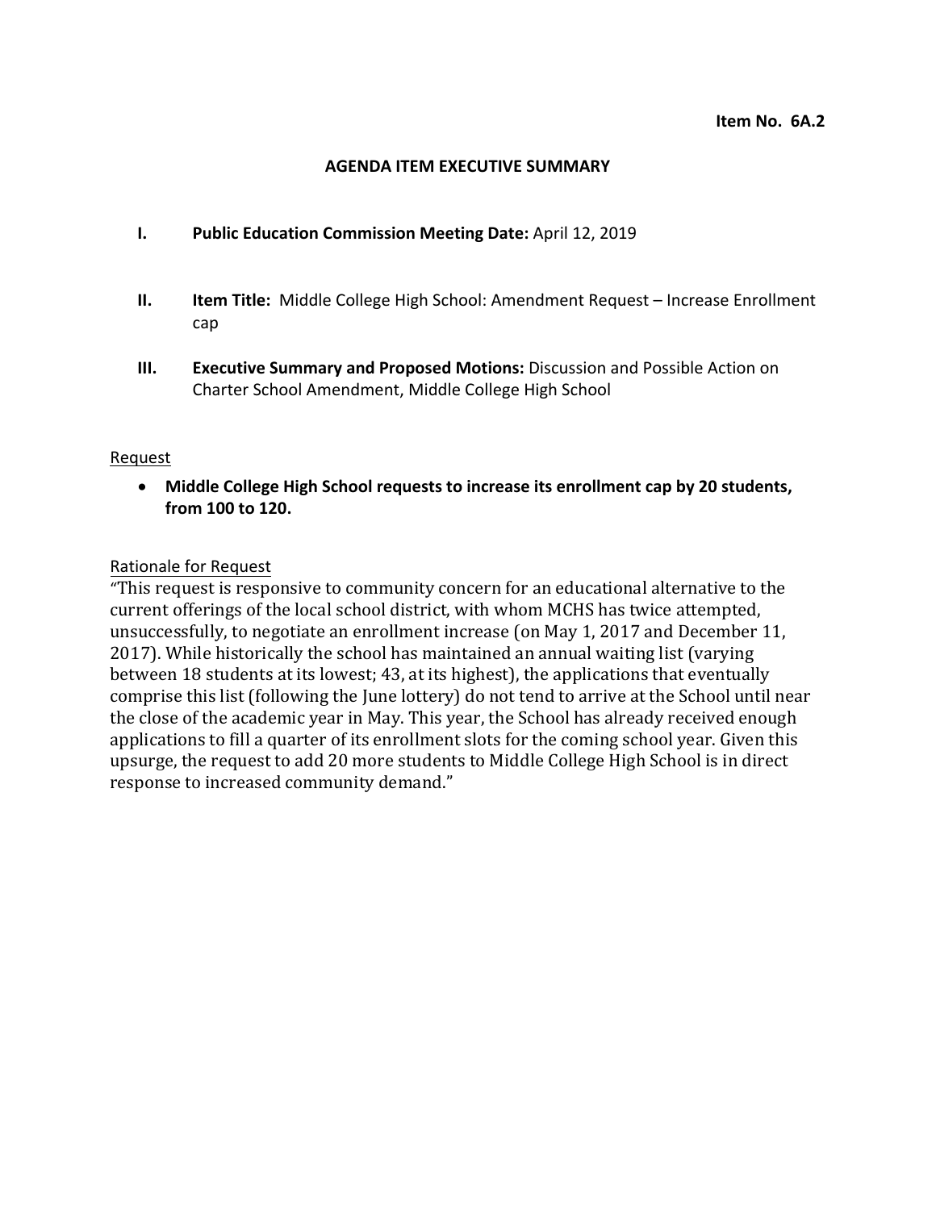**Item No. 6A.2**

## AGENDA ITEM EXECUTIVE SUMMARY

**I. Public Education Commission Meeting Date:** April 12, 2019

**II. Item Title:** Middle College High School: Amendment Request – Increase Enrollment cap

**III. Executive Summary and Proposed Motions:** Discussion and Possible Action on Charter School Amendment, Middle College High School

Request

- **Middle College High School requests to increase its enrollment cap by 20 students, from 100 to 120.**

Rationale for Request

"This request is responsive to community concern for an educational alternative to the current offerings of the local school district, with whom MCHS has twice attempted, unsuccessfully, to negotiate an enrollment increase (on May 1, 2017 and December 11, 2017). While historically the school has maintained an annual waiting list (varying between 18 students at its lowest; 43, at its highest), the applications that eventually comprise this list (following the June lottery) do not tend to arrive at the School until near the close of the academic year in May. This year, the School has already received enough applications to fill a quarter of its enrollment slots for the coming school year. Given this upsurge, the request to add 20 more students to Middle College High School is in direct response to increased community demand."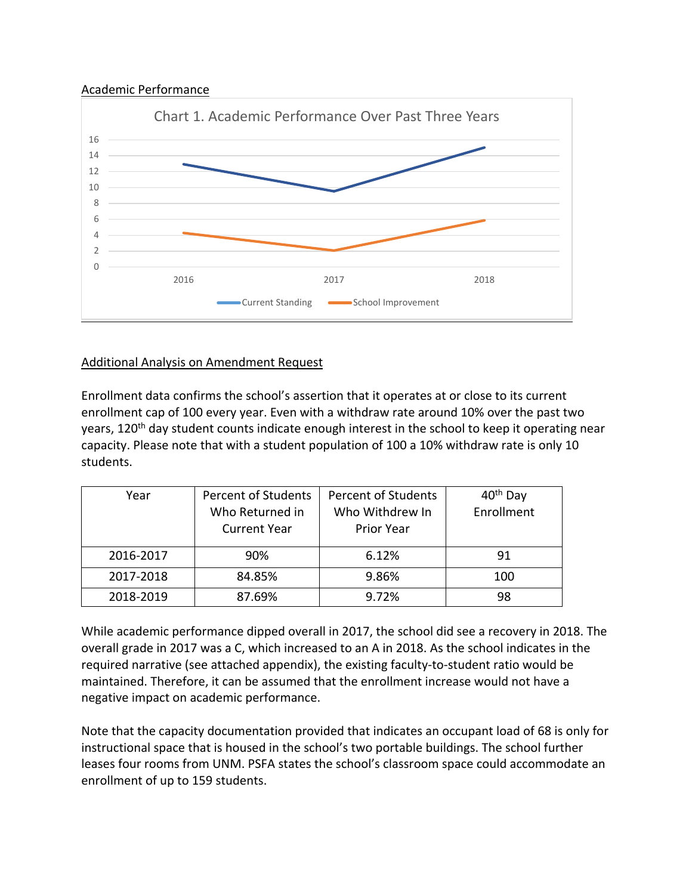Academic Performance

Chart 1. Academic Performance Over Past Three Years

16
14
12
10
8
6
4
2
0

2016
2017
2018

Current Standing
School Improvement

Additional Analysis on Amendment Request

Enrollment data confirms the school's assertion that it operates at or close to its current enrollment cap of 100 every year. Even with a withdraw rate around 10% over the past two years, 120th day student counts indicate enough interest in the school to keep it operating near capacity. Please note that with a student population of 100 a 10% withdraw rate is only 10 students.

| Year | Percent of Students Who Returned in Current Year | Percent of Students Who Withdrew In Prior Year | 40th Day Enrollment |
|---|---|---|---|
| 2016-2017 | 90% | 6.12% | 91 |
| 2017-2018 | 84.85% | 9.86% | 100 |
| 2018-2019 | 87.69% | 9.72% | 98 |

While academic performance dipped overall in 2017, the school did see a recovery in 2018. The overall grade in 2017 was a C, which increased to an A in 2018. As the school indicates in the required narrative (see attached appendix), the existing faculty-to-student ratio would be maintained. Therefore, it can be assumed that the enrollment increase would not have a negative impact on academic performance.

Note that the capacity documentation provided that indicates an occupant load of 68 is only for instructional space that is housed in the school's two portable buildings. The school further leases four rooms from UNM. PSFA states the school's classroom space could accommodate an enrollment of up to 159 students.